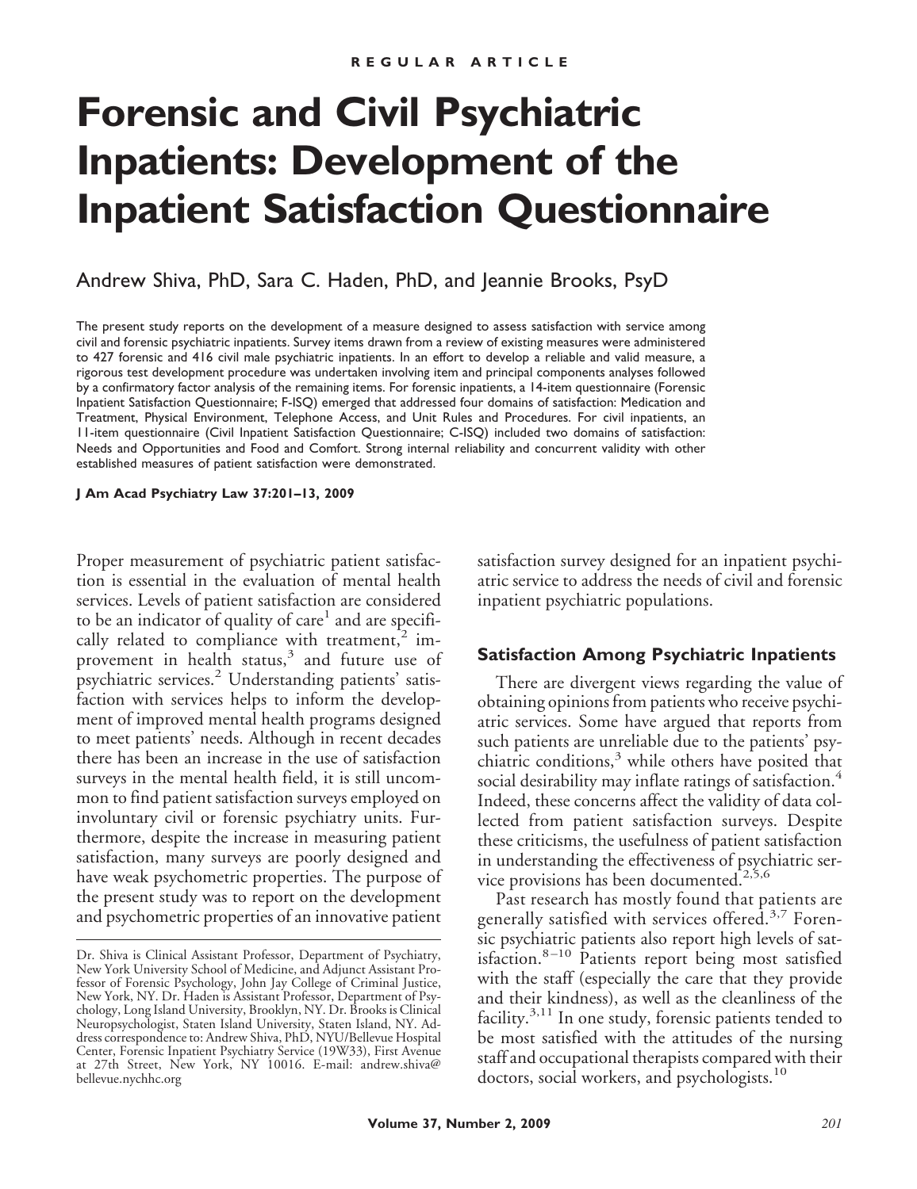REGULAR ARTICLE

# Forensic and Civil Psychiatric Inpatients: Development of the Inpatient Satisfaction Questionnaire

Andrew Shiva, PhD, Sara C. Haden, PhD, and Jeannie Brooks, PsyD

The present study reports on the development of a measure designed to assess satisfaction with service among civil and forensic psychiatric inpatients. Survey items drawn from a review of existing measures were administered to 427 forensic and 416 civil male psychiatric inpatients. In an effort to develop a reliable and valid measure, a rigorous test development procedure was undertaken involving item and principal components analyses followed by a confirmatory factor analysis of the remaining items. For forensic inpatients, a 14-item questionnaire (Forensic Inpatient Satisfaction Questionnaire; F-ISQ) emerged that addressed four domains of satisfaction: Medication and Treatment, Physical Environment, Telephone Access, and Unit Rules and Procedures. For civil inpatients, an 11-item questionnaire (Civil Inpatient Satisfaction Questionnaire; C-ISQ) included two domains of satisfaction: Needs and Opportunities and Food and Comfort. Strong internal reliability and concurrent validity with other established measures of patient satisfaction were demonstrated.

**J Am Acad Psychiatry Law 37:201–13, 2009**

Proper measurement of psychiatric patient satisfaction is essential in the evaluation of mental health services. Levels of patient satisfaction are considered to be an indicator of quality of care[1] and are specifically related to compliance with treatment,[2] improvement in health status,[3] and future use of psychiatric services.[2] Understanding patients' satisfaction with services helps to inform the development of improved mental health programs designed to meet patients' needs. Although in recent decades there has been an increase in the use of satisfaction surveys in the mental health field, it is still uncommon to find patient satisfaction surveys employed on involuntary civil or forensic psychiatry units. Furthermore, despite the increase in measuring patient satisfaction, many surveys are poorly designed and have weak psychometric properties. The purpose of the present study was to report on the development and psychometric properties of an innovative patient satisfaction survey designed for an inpatient psychiatric service to address the needs of civil and forensic inpatient psychiatric populations.

## Satisfaction Among Psychiatric Inpatients

There are divergent views regarding the value of obtaining opinions from patients who receive psychiatric services. Some have argued that reports from such patients are unreliable due to the patients' psychiatric conditions,[3] while others have posited that social desirability may inflate ratings of satisfaction.[4] Indeed, these concerns affect the validity of data collected from patient satisfaction surveys. Despite these criticisms, the usefulness of patient satisfaction in understanding the effectiveness of psychiatric service provisions has been documented.[2,5,6]

Past research has mostly found that patients are generally satisfied with services offered.[3,7] Forensic psychiatric patients also report high levels of satisfaction.[8–10] Patients report being most satisfied with the staff (especially the care that they provide and their kindness), as well as the cleanliness of the facility.[3,11] In one study, forensic patients tended to be most satisfied with the attitudes of the nursing staff and occupational therapists compared with their doctors, social workers, and psychologists.[10]

Dr. Shiva is Clinical Assistant Professor, Department of Psychiatry, New York University School of Medicine, and Adjunct Assistant Professor of Forensic Psychology, John Jay College of Criminal Justice, New York, NY. Dr. Haden is Assistant Professor, Department of Psychology, Long Island University, Brooklyn, NY. Dr. Brooks is Clinical Neuropsychologist, Staten Island University, Staten Island, NY. Address correspondence to: Andrew Shiva, PhD, NYU/Bellevue Hospital Center, Forensic Inpatient Psychiatry Service (19W33), First Avenue at 27th Street, New York, NY 10016. E-mail: andrew.shiva@bellevue.nychhc.org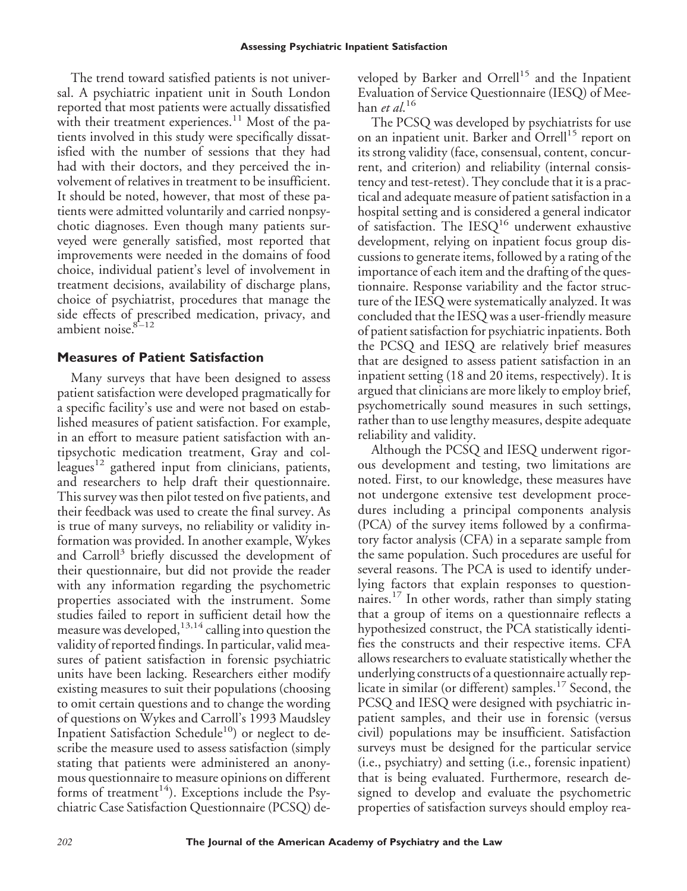The trend toward satisfied patients is not universal. A psychiatric inpatient unit in South London reported that most patients were actually dissatisfied with their treatment experiences.[11] Most of the patients involved in this study were specifically dissatisfied with the number of sessions that they had had with their doctors, and they perceived the involvement of relatives in treatment to be insufficient. It should be noted, however, that most of these patients were admitted voluntarily and carried nonpsychotic diagnoses. Even though many patients surveyed were generally satisfied, most reported that improvements were needed in the domains of food choice, individual patient's level of involvement in treatment decisions, availability of discharge plans, choice of psychiatrist, procedures that manage the side effects of prescribed medication, privacy, and ambient noise.[8–12]

## Measures of Patient Satisfaction

Many surveys that have been designed to assess patient satisfaction were developed pragmatically for a specific facility's use and were not based on established measures of patient satisfaction. For example, in an effort to measure patient satisfaction with antipsychotic medication treatment, Gray and colleagues[12] gathered input from clinicians, patients, and researchers to help draft their questionnaire. This survey was then pilot tested on five patients, and their feedback was used to create the final survey. As is true of many surveys, no reliability or validity information was provided. In another example, Wykes and Carroll[3] briefly discussed the development of their questionnaire, but did not provide the reader with any information regarding the psychometric properties associated with the instrument. Some studies failed to report in sufficient detail how the measure was developed,[13,14] calling into question the validity of reported findings. In particular, valid measures of patient satisfaction in forensic psychiatric units have been lacking. Researchers either modify existing measures to suit their populations (choosing to omit certain questions and to change the wording of questions on Wykes and Carroll's 1993 Maudsley Inpatient Satisfaction Schedule[10]) or neglect to describe the measure used to assess satisfaction (simply stating that patients were administered an anonymous questionnaire to measure opinions on different forms of treatment[14]). Exceptions include the Psychiatric Case Satisfaction Questionnaire (PCSQ) developed by Barker and Orrell[15] and the Inpatient Evaluation of Service Questionnaire (IESQ) of Meehan *et al.*[16]

The PCSQ was developed by psychiatrists for use on an inpatient unit. Barker and Orrell[15] report on its strong validity (face, consensual, content, concurrent, and criterion) and reliability (internal consistency and test-retest). They conclude that it is a practical and adequate measure of patient satisfaction in a hospital setting and is considered a general indicator of satisfaction. The IESQ[16] underwent exhaustive development, relying on inpatient focus group discussions to generate items, followed by a rating of the importance of each item and the drafting of the questionnaire. Response variability and the factor structure of the IESQ were systematically analyzed. It was concluded that the IESQ was a user-friendly measure of patient satisfaction for psychiatric inpatients. Both the PCSQ and IESQ are relatively brief measures that are designed to assess patient satisfaction in an inpatient setting (18 and 20 items, respectively). It is argued that clinicians are more likely to employ brief, psychometrically sound measures in such settings, rather than to use lengthy measures, despite adequate reliability and validity.

Although the PCSQ and IESQ underwent rigorous development and testing, two limitations are noted. First, to our knowledge, these measures have not undergone extensive test development procedures including a principal components analysis (PCA) of the survey items followed by a confirmatory factor analysis (CFA) in a separate sample from the same population. Such procedures are useful for several reasons. The PCA is used to identify underlying factors that explain responses to questionnaires.[17] In other words, rather than simply stating that a group of items on a questionnaire reflects a hypothesized construct, the PCA statistically identifies the constructs and their respective items. CFA allows researchers to evaluate statistically whether the underlying constructs of a questionnaire actually replicate in similar (or different) samples.[17] Second, the PCSQ and IESQ were designed with psychiatric inpatient samples, and their use in forensic (versus civil) populations may be insufficient. Satisfaction surveys must be designed for the particular service (i.e., psychiatry) and setting (i.e., forensic inpatient) that is being evaluated. Furthermore, research designed to develop and evaluate the psychometric properties of satisfaction surveys should employ rea-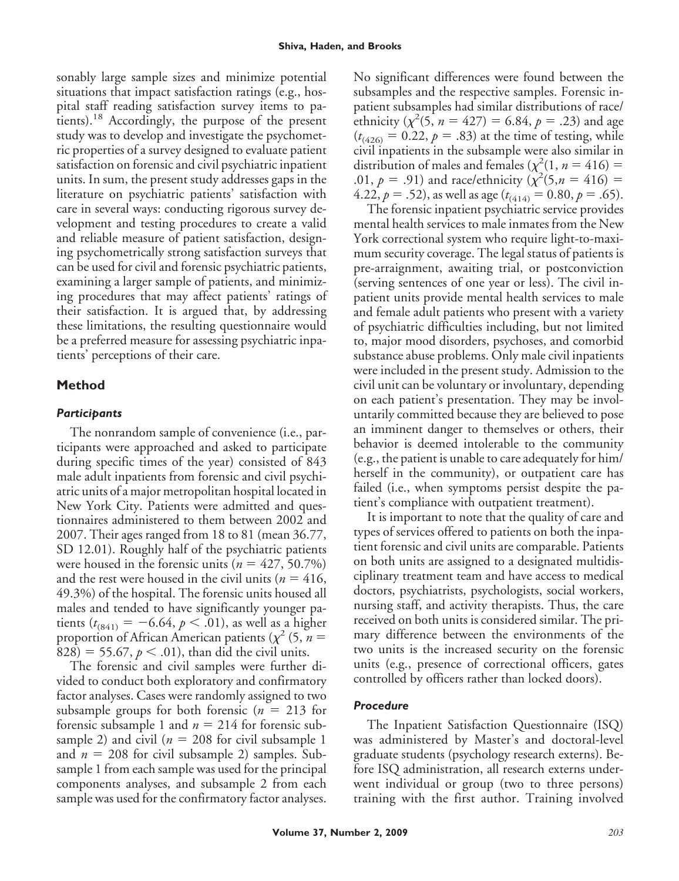sonably large sample sizes and minimize potential situations that impact satisfaction ratings (e.g., hospital staff reading satisfaction survey items to patients).[18] Accordingly, the purpose of the present study was to develop and investigate the psychometric properties of a survey designed to evaluate patient satisfaction on forensic and civil psychiatric inpatient units. In sum, the present study addresses gaps in the literature on psychiatric patients' satisfaction with care in several ways: conducting rigorous survey development and testing procedures to create a valid and reliable measure of patient satisfaction, designing psychometrically strong satisfaction surveys that can be used for civil and forensic psychiatric patients, examining a larger sample of patients, and minimizing procedures that may affect patients' ratings of their satisfaction. It is argued that, by addressing these limitations, the resulting questionnaire would be a preferred measure for assessing psychiatric inpatients' perceptions of their care.

## Method

### *Participants*

The nonrandom sample of convenience (i.e., participants were approached and asked to participate during specific times of the year) consisted of 843 male adult inpatients from forensic and civil psychiatric units of a major metropolitan hospital located in New York City. Patients were admitted and questionnaires administered to them between 2002 and 2007. Their ages ranged from 18 to 81 (mean 36.77, SD 12.01). Roughly half of the psychiatric patients were housed in the forensic units ($n = 427$, 50.7%) and the rest were housed in the civil units ($n = 416$, 49.3%) of the hospital. The forensic units housed all males and tended to have significantly younger patients ($t_{(841)} = -6.64$, $p < .01$), as well as a higher proportion of African American patients ($\chi^2$ (5, $n = 828$) $= 55.67$, $p < .01$), than did the civil units.

The forensic and civil samples were further divided to conduct both exploratory and confirmatory factor analyses. Cases were randomly assigned to two subsample groups for both forensic ($n = 213$ for forensic subsample 1 and $n = 214$ for forensic subsample 2) and civil ($n = 208$ for civil subsample 1 and $n = 208$ for civil subsample 2) samples. Subsample 1 from each sample was used for the principal components analyses, and subsample 2 from each sample was used for the confirmatory factor analyses. No significant differences were found between the subsamples and the respective samples. Forensic inpatient subsamples had similar distributions of race/ethnicity ($\chi^2(5, n = 427) = 6.84$, $p = .23$) and age ($t_{(426)} = 0.22$, $p = .83$) at the time of testing, while civil inpatients in the subsample were also similar in distribution of males and females ($\chi^2(1, n = 416) = .01$, $p = .91$) and race/ethnicity ($\chi^2(5, n = 416) = 4.22$, $p = .52$), as well as age ($t_{(414)} = 0.80$, $p = .65$).

The forensic inpatient psychiatric service provides mental health services to male inmates from the New York correctional system who require light-to-maximum security coverage. The legal status of patients is pre-arraignment, awaiting trial, or postconviction (serving sentences of one year or less). The civil inpatient units provide mental health services to male and female adult patients who present with a variety of psychiatric difficulties including, but not limited to, major mood disorders, psychoses, and comorbid substance abuse problems. Only male civil inpatients were included in the present study. Admission to the civil unit can be voluntary or involuntary, depending on each patient's presentation. They may be involuntarily committed because they are believed to pose an imminent danger to themselves or others, their behavior is deemed intolerable to the community (e.g., the patient is unable to care adequately for him/herself in the community), or outpatient care has failed (i.e., when symptoms persist despite the patient's compliance with outpatient treatment).

It is important to note that the quality of care and types of services offered to patients on both the inpatient forensic and civil units are comparable. Patients on both units are assigned to a designated multidisciplinary treatment team and have access to medical doctors, psychiatrists, psychologists, social workers, nursing staff, and activity therapists. Thus, the care received on both units is considered similar. The primary difference between the environments of the two units is the increased security on the forensic units (e.g., presence of correctional officers, gates controlled by officers rather than locked doors).

### *Procedure*

The Inpatient Satisfaction Questionnaire (ISQ) was administered by Master's and doctoral-level graduate students (psychology research externs). Before ISQ administration, all research externs underwent individual or group (two to three persons) training with the first author. Training involved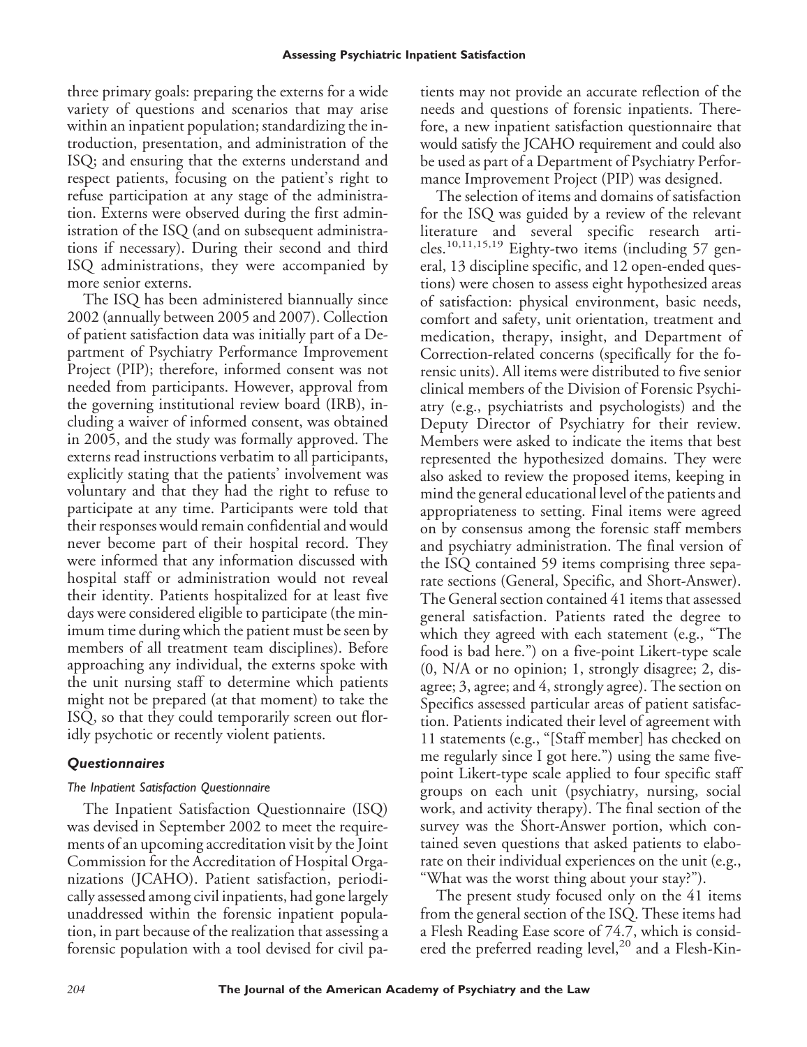three primary goals: preparing the externs for a wide variety of questions and scenarios that may arise within an inpatient population; standardizing the introduction, presentation, and administration of the ISQ; and ensuring that the externs understand and respect patients, focusing on the patient's right to refuse participation at any stage of the administration. Externs were observed during the first administration of the ISQ (and on subsequent administrations if necessary). During their second and third ISQ administrations, they were accompanied by more senior externs.

The ISQ has been administered biannually since 2002 (annually between 2005 and 2007). Collection of patient satisfaction data was initially part of a Department of Psychiatry Performance Improvement Project (PIP); therefore, informed consent was not needed from participants. However, approval from the governing institutional review board (IRB), including a waiver of informed consent, was obtained in 2005, and the study was formally approved. The externs read instructions verbatim to all participants, explicitly stating that the patients' involvement was voluntary and that they had the right to refuse to participate at any time. Participants were told that their responses would remain confidential and would never become part of their hospital record. They were informed that any information discussed with hospital staff or administration would not reveal their identity. Patients hospitalized for at least five days were considered eligible to participate (the minimum time during which the patient must be seen by members of all treatment team disciplines). Before approaching any individual, the externs spoke with the unit nursing staff to determine which patients might not be prepared (at that moment) to take the ISQ, so that they could temporarily screen out floridly psychotic or recently violent patients.

### *Questionnaires*

#### *The Inpatient Satisfaction Questionnaire*

The Inpatient Satisfaction Questionnaire (ISQ) was devised in September 2002 to meet the requirements of an upcoming accreditation visit by the Joint Commission for the Accreditation of Hospital Organizations (JCAHO). Patient satisfaction, periodically assessed among civil inpatients, had gone largely unaddressed within the forensic inpatient population, in part because of the realization that assessing a forensic population with a tool devised for civil patients may not provide an accurate reflection of the needs and questions of forensic inpatients. Therefore, a new inpatient satisfaction questionnaire that would satisfy the JCAHO requirement and could also be used as part of a Department of Psychiatry Performance Improvement Project (PIP) was designed.

The selection of items and domains of satisfaction for the ISQ was guided by a review of the relevant literature and several specific research articles.[10,11,15,19] Eighty-two items (including 57 general, 13 discipline specific, and 12 open-ended questions) were chosen to assess eight hypothesized areas of satisfaction: physical environment, basic needs, comfort and safety, unit orientation, treatment and medication, therapy, insight, and Department of Correction-related concerns (specifically for the forensic units). All items were distributed to five senior clinical members of the Division of Forensic Psychiatry (e.g., psychiatrists and psychologists) and the Deputy Director of Psychiatry for their review. Members were asked to indicate the items that best represented the hypothesized domains. They were also asked to review the proposed items, keeping in mind the general educational level of the patients and appropriateness to setting. Final items were agreed on by consensus among the forensic staff members and psychiatry administration. The final version of the ISQ contained 59 items comprising three separate sections (General, Specific, and Short-Answer). The General section contained 41 items that assessed general satisfaction. Patients rated the degree to which they agreed with each statement (e.g., "The food is bad here.") on a five-point Likert-type scale (0, N/A or no opinion; 1, strongly disagree; 2, disagree; 3, agree; and 4, strongly agree). The section on Specifics assessed particular areas of patient satisfaction. Patients indicated their level of agreement with 11 statements (e.g., "[Staff member] has checked on me regularly since I got here.") using the same five-point Likert-type scale applied to four specific staff groups on each unit (psychiatry, nursing, social work, and activity therapy). The final section of the survey was the Short-Answer portion, which contained seven questions that asked patients to elaborate on their individual experiences on the unit (e.g., "What was the worst thing about your stay?").

The present study focused only on the 41 items from the general section of the ISQ. These items had a Flesh Reading Ease score of 74.7, which is considered the preferred reading level,[20] and a Flesh-Kin-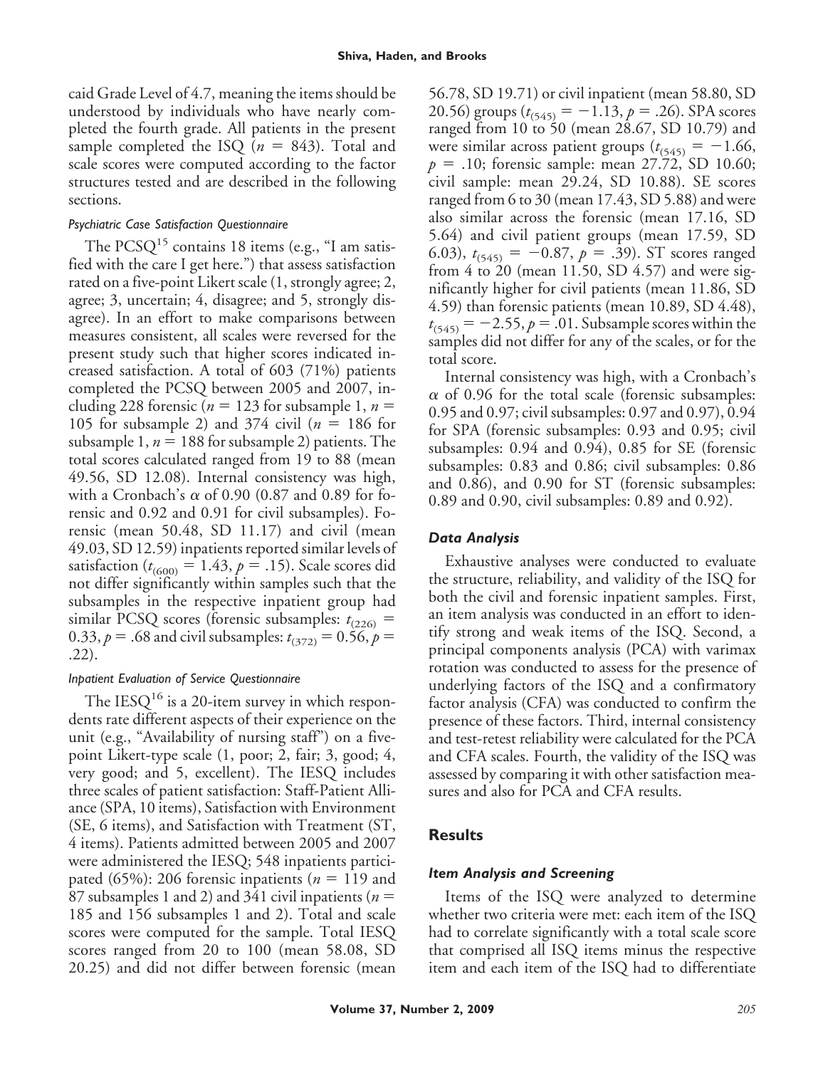caid Grade Level of 4.7, meaning the items should be understood by individuals who have nearly completed the fourth grade. All patients in the present sample completed the ISQ ($n$ = 843). Total and scale scores were computed according to the factor structures tested and are described in the following sections.

#### *Psychiatric Case Satisfaction Questionnaire*

The PCSQ[15] contains 18 items (e.g., "I am satisfied with the care I get here.") that assess satisfaction rated on a five-point Likert scale (1, strongly agree; 2, agree; 3, uncertain; 4, disagree; and 5, strongly disagree). In an effort to make comparisons between measures consistent, all scales were reversed for the present study such that higher scores indicated increased satisfaction. A total of 603 (71%) patients completed the PCSQ between 2005 and 2007, including 228 forensic ($n$ = 123 for subsample 1, $n$ = 105 for subsample 2) and 374 civil ($n$ = 186 for subsample 1, $n$ = 188 for subsample 2) patients. The total scores calculated ranged from 19 to 88 (mean 49.56, SD 12.08). Internal consistency was high, with a Cronbach's $\alpha$ of 0.90 (0.87 and 0.89 for forensic and 0.92 and 0.91 for civil subsamples). Forensic (mean 50.48, SD 11.17) and civil (mean 49.03, SD 12.59) inpatients reported similar levels of satisfaction ($t_{(600)} = 1.43$, $p = .15$). Scale scores did not differ significantly within samples such that the subsamples in the respective inpatient group had similar PCSQ scores (forensic subsamples: $t_{(226)} = 0.33$, $p = .68$ and civil subsamples: $t_{(372)} = 0.56$, $p = .22$).

#### *Inpatient Evaluation of Service Questionnaire*

The IESQ[16] is a 20-item survey in which respondents rate different aspects of their experience on the unit (e.g., "Availability of nursing staff") on a five-point Likert-type scale (1, poor; 2, fair; 3, good; 4, very good; and 5, excellent). The IESQ includes three scales of patient satisfaction: Staff-Patient Alliance (SPA, 10 items), Satisfaction with Environment (SE, 6 items), and Satisfaction with Treatment (ST, 4 items). Patients admitted between 2005 and 2007 were administered the IESQ; 548 inpatients participated (65%): 206 forensic inpatients ($n$ = 119 and 87 subsamples 1 and 2) and 341 civil inpatients ($n$ = 185 and 156 subsamples 1 and 2). Total and scale scores were computed for the sample. Total IESQ scores ranged from 20 to 100 (mean 58.08, SD 20.25) and did not differ between forensic (mean 56.78, SD 19.71) or civil inpatient (mean 58.80, SD 20.56) groups ($t_{(545)} = -1.13$, $p = .26$). SPA scores ranged from 10 to 50 (mean 28.67, SD 10.79) and were similar across patient groups ($t_{(545)} = -1.66$, $p = .10$; forensic sample: mean 27.72, SD 10.60; civil sample: mean 29.24, SD 10.88). SE scores ranged from 6 to 30 (mean 17.43, SD 5.88) and were also similar across the forensic (mean 17.16, SD 5.64) and civil patient groups (mean 17.59, SD 6.03), $t_{(545)} = -0.87$, $p = .39$). ST scores ranged from 4 to 20 (mean 11.50, SD 4.57) and were significantly higher for civil patients (mean 11.86, SD 4.59) than forensic patients (mean 10.89, SD 4.48), $t_{(545)} = -2.55$, $p = .01$. Subsample scores within the samples did not differ for any of the scales, or for the total score.

Internal consistency was high, with a Cronbach's $\alpha$ of 0.96 for the total scale (forensic subsamples: 0.95 and 0.97; civil subsamples: 0.97 and 0.97), 0.94 for SPA (forensic subsamples: 0.93 and 0.95; civil subsamples: 0.94 and 0.94), 0.85 for SE (forensic subsamples: 0.83 and 0.86; civil subsamples: 0.86 and 0.86), and 0.90 for ST (forensic subsamples: 0.89 and 0.90, civil subsamples: 0.89 and 0.92).

### *Data Analysis*

Exhaustive analyses were conducted to evaluate the structure, reliability, and validity of the ISQ for both the civil and forensic inpatient samples. First, an item analysis was conducted in an effort to identify strong and weak items of the ISQ. Second, a principal components analysis (PCA) with varimax rotation was conducted to assess for the presence of underlying factors of the ISQ and a confirmatory factor analysis (CFA) was conducted to confirm the presence of these factors. Third, internal consistency and test-retest reliability were calculated for the PCA and CFA scales. Fourth, the validity of the ISQ was assessed by comparing it with other satisfaction measures and also for PCA and CFA results.

## Results

### *Item Analysis and Screening*

Items of the ISQ were analyzed to determine whether two criteria were met: each item of the ISQ had to correlate significantly with a total scale score that comprised all ISQ items minus the respective item and each item of the ISQ had to differentiate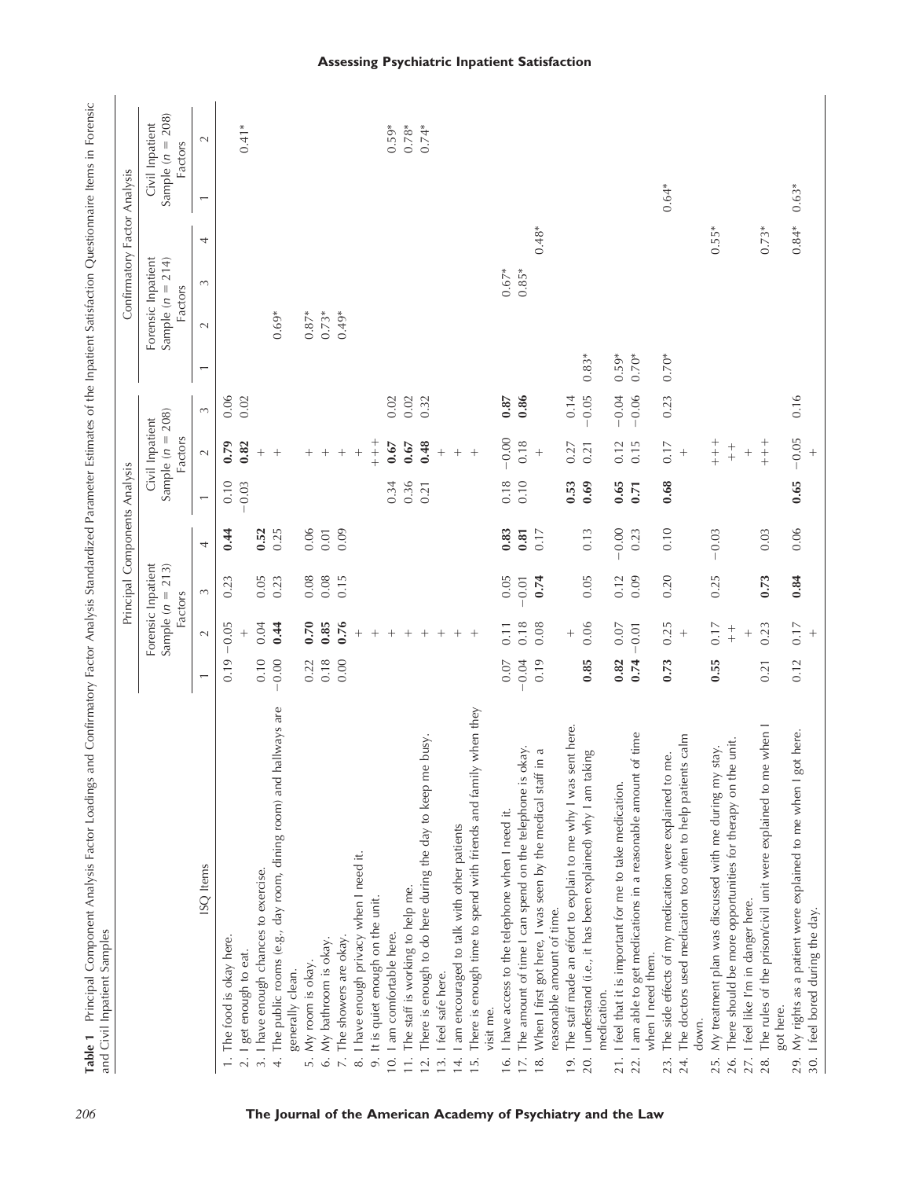**Table 1** Principal Component Analysis Factor Loadings and Confirmatory Factor Analysis Standardized Parameter Estimates of the Inpatient Satisfaction Questionnaire Items in Forensic and Civil Inpatient Samples

| ISQ Items | Principal Components Analysis | | | | | | | Confirmatory Factor Analysis | | | | | |
|---|---|---|---|---|---|---|---|---|---|---|---|---|---|
| | Forensic Inpatient Sample (n = 213) Factors | | | | Civil Inpatient Sample (n = 208) Factors | | | Forensic Inpatient Sample (n = 214) Factors | | | | Civil Inpatient Sample (n = 208) Factors | |
| | 1 | 2 | 3 | 4 | 1 | 2 | 3 | 1 | 2 | 3 | 4 | 1 | 2 |
| 1. The food is okay here. | 0.19 | −0.05 | 0.23 | **0.44** | 0.10 | **0.79** | 0.06 | | | | | | |
| 2. I get enough to eat. | | + | | | −0.03 | **0.82** | 0.02 | | | | | | 0.41* |
| 3. I have enough chances to exercise. | 0.10 | 0.04 | 0.05 | **0.52** | | + | | | | | | | |
| 4. The public rooms (e.g., day room, dining room) and hallways are generally clean. | −0.00 | **0.44** | 0.23 | 0.25 | | + | | | 0.69* | | | | |
| 5. My room is okay. | 0.22 | **0.70** | 0.08 | 0.06 | | + | | | 0.87* | | | | |
| 6. My bathroom is okay. | 0.18 | **0.85** | 0.08 | 0.01 | | + | | | 0.73* | | | | |
| 7. The showers are okay. | 0.00 | **0.76** | 0.15 | 0.09 | | + | | | 0.49* | | | | |
| 8. I have enough privacy when I need it. | | + | | | | + | | | | | | | |
| 9. It is quiet enough on the unit. | | + | | | | +++ | | | | | | | |
| 10. I am comfortable here. | | + | | | 0.34 | **0.67** | 0.02 | | | | | | 0.59* |
| 11. The staff is working to help me. | | + | | | 0.36 | **0.67** | 0.02 | | | | | | 0.78* |
| 12. There is enough to do here during the day to keep me busy. | | + | | | 0.21 | **0.48** | 0.32 | | | | | | 0.74* |
| 13. I feel safe here. | | + | | | | + | | | | | | | |
| 14. I am encouraged to talk with other patients | | + | | | | + | | | | | | | |
| 15. There is enough time to spend with friends and family when they visit me. | | + | | | | + | | | | | | | |
| 16. I have access to the telephone when I need it. | 0.07 | 0.11 | 0.05 | **0.83** | 0.18 | −0.00 | **0.87** | | | 0.67* | | | |
| 17. The amount of time I can spend on the telephone is okay. | −0.04 | 0.18 | −0.01 | **0.81** | 0.10 | 0.18 | **0.86** | | | 0.85* | | | |
| 18. When I first got here, I was seen by the medical staff in a reasonable amount of time. | 0.19 | 0.08 | **0.74** | 0.17 | | + | | | | | 0.48* | | |
| 19. The staff made an effort to explain to me why I was sent here. | | + | | | **0.53** | 0.27 | 0.14 | | | | | | |
| 20. I understand (i.e., it has been explained) why I am taking medication. | **0.85** | 0.06 | 0.05 | 0.13 | **0.69** | 0.21 | −0.05 | 0.83* | | | | | |
| 21. I feel that it is important for me to take medication. | **0.82** | 0.07 | 0.12 | −0.00 | **0.65** | 0.12 | −0.04 | 0.59* | | | | | |
| 22. I am able to get medications in a reasonable amount of time when I need them. | **0.74** | −0.01 | 0.09 | 0.23 | **0.71** | 0.15 | −0.06 | 0.70* | | | | | |
| 23. The side effects of my medication were explained to me. | **0.73** | 0.25 | 0.20 | 0.10 | **0.68** | 0.17 | 0.23 | 0.70* | | | | 0.64* | |
| 24. The doctors used medication too often to help patients calm down. | | + | | | | + | | | | | | | |
| 25. My treatment plan was discussed with me during my stay. | **0.55** | 0.17 | 0.25 | −0.03 | | +++ | | | | | 0.55* | | |
| 26. There should be more opportunities for therapy on the unit. | | ++ | | | | ++ | | | | | | | |
| 27. I feel like I'm in danger here. | | + | | | | + | | | | | | | |
| 28. The rules of the prison/civil unit were explained to me when I got here. | 0.21 | 0.23 | **0.73** | 0.03 | | +++ | | | | | 0.73* | | |
| 29. My rights as a patient were explained to me when I got here. | 0.12 | 0.17 | **0.84** | 0.06 | **0.65** | −0.05 | 0.16 | | | | 0.84* | 0.63* | |
| 30. I feel bored during the day. | | + | | | | + | | | | | | | |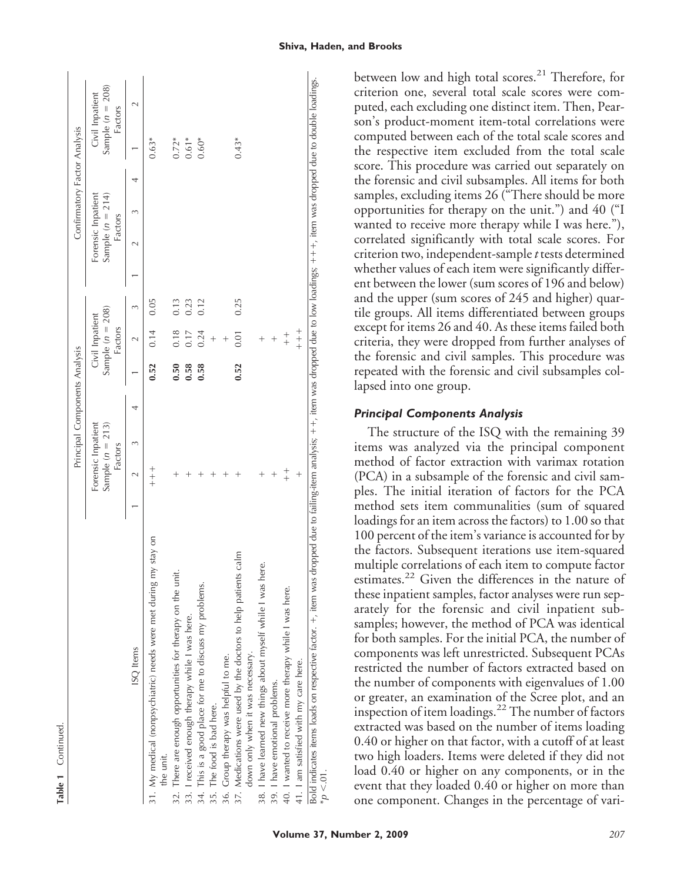**Table 1** Continued.

| ISQ Items | Principal Components Analysis | | | | | | | Confirmatory Factor Analysis | | | | | |
|---|---|---|---|---|---|---|---|---|---|---|---|---|---|
| | Forensic Inpatient Sample ($n$ = 213) Factors | | | | Civil Inpatient Sample ($n$ = 208) Factors | | | Forensic Inpatient Sample ($n$ = 214) Factors | | | | Civil Inpatient Sample ($n$ = 208) Factors | |
| | 1 | 2 | 3 | 4 | 1 | 2 | 3 | 1 | 2 | 3 | 4 | 1 | 2 |
| 31. My medical (nonpsychiatric) needs were met during my stay on the unit. | | +++ | | | **0.52** | 0.14 | 0.05 | | | | | 0.63* | |
| 32. There are enough opportunities for therapy on the unit. | | + | | | **0.50** | 0.18 | 0.13 | | | | | 0.72* | |
| 33. I received enough therapy while I was here. | | + | | | **0.58** | 0.17 | 0.23 | | | | | 0.61* | |
| 34. This is a good place for me to discuss my problems. | | + | | | **0.58** | 0.24 | 0.12 | | | | | 0.60* | |
| 35. The food is bad here. | | + | | | | + | | | | | | | |
| 36. Group therapy was helpful to me. | | + | | | | + | | | | | | | |
| 37. Medications were used by the doctors to help patients calm down only when it was necessary. | | + | | | **0.52** | 0.01 | 0.25 | | | | | 0.43* | |
| 38. I have learned new things about myself while I was here. | | + | | | | + | | | | | | | |
| 39. I have emotional problems. | | + | | | | + | | | | | | | |
| 40. I wanted to receive more therapy while I was here. | | ++ | | | | ++ | | | | | | | |
| 41. I am satisfied with my care here. | | + | | | | +++ | | | | | | | |

Bold indicates items loads on respective factor. +, item was dropped due to failing-item analysis; ++, item was dropped due to low loadings; +++, item was dropped due to double loadings.
*$p$ <.01.

between low and high total scores.[21] Therefore, for criterion one, several total scale scores were computed, each excluding one distinct item. Then, Pearson's product-moment item-total correlations were computed between each of the total scale scores and the respective item excluded from the total scale score. This procedure was carried out separately on the forensic and civil subsamples. All items for both samples, excluding items 26 ("There should be more opportunities for therapy on the unit.") and 40 ("I wanted to receive more therapy while I was here."), correlated significantly with total scale scores. For criterion two, independent-sample $t$ tests determined whether values of each item were significantly different between the lower (sum scores of 196 and below) and the upper (sum scores of 245 and higher) quartile groups. All items differentiated between groups except for items 26 and 40. As these items failed both criteria, they were dropped from further analyses of the forensic and civil samples. This procedure was repeated with the forensic and civil subsamples collapsed into one group.

### *Principal Components Analysis*

The structure of the ISQ with the remaining 39 items was analyzed via the principal component method of factor extraction with varimax rotation (PCA) in a subsample of the forensic and civil samples. The initial iteration of factors for the PCA method sets item communalities (sum of squared loadings for an item across the factors) to 1.00 so that 100 percent of the item's variance is accounted for by the factors. Subsequent iterations use item-squared multiple correlations of each item to compute factor estimates.[22] Given the differences in the nature of these inpatient samples, factor analyses were run separately for the forensic and civil inpatient subsamples; however, the method of PCA was identical for both samples. For the initial PCA, the number of components was left unrestricted. Subsequent PCAs restricted the number of factors extracted based on the number of components with eigenvalues of 1.00 or greater, an examination of the Scree plot, and an inspection of item loadings.[22] The number of factors extracted was based on the number of items loading 0.40 or higher on that factor, with a cutoff of at least two high loaders. Items were deleted if they did not load 0.40 or higher on any components, or in the event that they loaded 0.40 or higher on more than one component. Changes in the percentage of vari-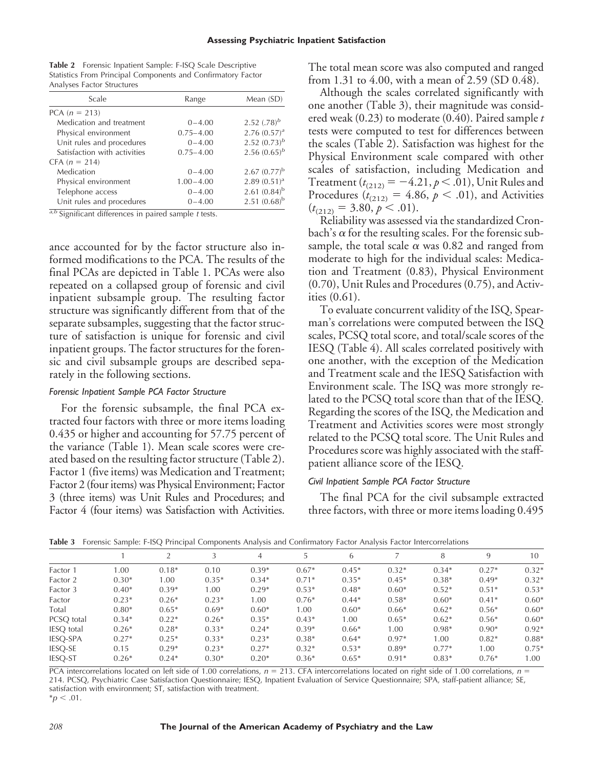**Table 2** Forensic Inpatient Sample: F-ISQ Scale Descriptive Statistics From Principal Components and Confirmatory Factor Analyses Factor Structures

| Scale | Range | Mean (SD) |
|---|---|---|
| PCA ($n$ = 213) | | |
| Medication and treatment | 0–4.00 | 2.52 (.78)[b] |
| Physical environment | 0.75–4.00 | 2.76 (0.57)[a] |
| Unit rules and procedures | 0–4.00 | 2.52 (0.73)[b] |
| Satisfaction with activities | 0.75–4.00 | 2.56 (0.65)[b] |
| CFA ($n$ = 214) | | |
| Medication | 0–4.00 | 2.67 (0.77)[b] |
| Physical environment | 1.00–4.00 | 2.89 (0.51)[a] |
| Telephone access | 0–4.00 | 2.61 (0.84)[b] |
| Unit rules and procedures | 0–4.00 | 2.51 (0.68)[b] |

[a,b] Significant differences in paired sample $t$ tests.

ance accounted for by the factor structure also informed modifications to the PCA. The results of the final PCAs are depicted in Table 1. PCAs were also repeated on a collapsed group of forensic and civil inpatient subsample group. The resulting factor structure was significantly different from that of the separate subsamples, suggesting that the factor structure of satisfaction is unique for forensic and civil inpatient groups. The factor structures for the forensic and civil subsample groups are described separately in the following sections.

### Forensic Inpatient Sample PCA Factor Structure

For the forensic subsample, the final PCA extracted four factors with three or more items loading 0.435 or higher and accounting for 57.75 percent of the variance (Table 1). Mean scale scores were created based on the resulting factor structure (Table 2). Factor 1 (five items) was Medication and Treatment; Factor 2 (four items) was Physical Environment; Factor 3 (three items) was Unit Rules and Procedures; and Factor 4 (four items) was Satisfaction with Activities. The total mean score was also computed and ranged from 1.31 to 4.00, with a mean of 2.59 (SD 0.48).

Although the scales correlated significantly with one another (Table 3), their magnitude was considered weak (0.23) to moderate (0.40). Paired sample $t$ tests were computed to test for differences between the scales (Table 2). Satisfaction was highest for the Physical Environment scale compared with other scales of satisfaction, including Medication and Treatment ($t_{(212)} = -4.21, p < .01$), Unit Rules and Procedures ($t_{(212)} = 4.86, p < .01$), and Activities ($t_{(212)} = 3.80, p < .01$).

Reliability was assessed via the standardized Cronbach's $\alpha$ for the resulting scales. For the forensic subsample, the total scale $\alpha$ was 0.82 and ranged from moderate to high for the individual scales: Medication and Treatment (0.83), Physical Environment (0.70), Unit Rules and Procedures (0.75), and Activities (0.61).

To evaluate concurrent validity of the ISQ, Spearman's correlations were computed between the ISQ scales, PCSQ total score, and total/scale scores of the IESQ (Table 4). All scales correlated positively with one another, with the exception of the Medication and Treatment scale and the IESQ Satisfaction with Environment scale. The ISQ was more strongly related to the PCSQ total score than that of the IESQ. Regarding the scores of the ISQ, the Medication and Treatment and Activities scores were most strongly related to the PCSQ total score. The Unit Rules and Procedures score was highly associated with the staff-patient alliance score of the IESQ.

### Civil Inpatient Sample PCA Factor Structure

The final PCA for the civil subsample extracted three factors, with three or more items loading 0.495

**Table 3** Forensic Sample: F-ISQ Principal Components Analysis and Confirmatory Factor Analysis Factor Intercorrelations

| | 1 | 2 | 3 | 4 | 5 | 6 | 7 | 8 | 9 | 10 |
|---|---|---|---|---|---|---|---|---|---|---|
| Factor 1 | 1.00 | 0.18* | 0.10 | 0.39* | 0.67* | 0.45* | 0.32* | 0.34* | 0.27* | 0.32* |
| Factor 2 | 0.30* | 1.00 | 0.35* | 0.34* | 0.71* | 0.35* | 0.45* | 0.38* | 0.49* | 0.32* |
| Factor 3 | 0.40* | 0.39* | 1.00 | 0.29* | 0.53* | 0.48* | 0.60* | 0.52* | 0.51* | 0.53* |
| Factor | 0.23* | 0.26* | 0.23* | 1.00 | 0.76* | 0.44* | 0.58* | 0.60* | 0.41* | 0.60* |
| Total | 0.80* | 0.65* | 0.69* | 0.60* | 1.00 | 0.60* | 0.66* | 0.62* | 0.56* | 0.60* |
| PCSQ total | 0.34* | 0.22* | 0.26* | 0.35* | 0.43* | 1.00 | 0.65* | 0.62* | 0.56* | 0.60* |
| IESQ total | 0.26* | 0.28* | 0.33* | 0.24* | 0.39* | 0.66* | 1.00 | 0.98* | 0.90* | 0.92* |
| IESQ-SPA | 0.27* | 0.25* | 0.33* | 0.23* | 0.38* | 0.64* | 0.97* | 1.00 | 0.82* | 0.88* |
| IESQ-SE | 0.15 | 0.29* | 0.23* | 0.27* | 0.32* | 0.53* | 0.89* | 0.77* | 1.00 | 0.75* |
| IESQ-ST | 0.26* | 0.24* | 0.30* | 0.20* | 0.36* | 0.65* | 0.91* | 0.83* | 0.76* | 1.00 |

PCA intercorrelations located on left side of 1.00 correlations, $n$ = 213. CFA intercorrelations located on right side of 1.00 correlations, $n$ = 214. PCSQ, Psychiatric Case Satisfaction Questionnaire; IESQ, Inpatient Evaluation of Service Questionnaire; SPA, staff-patient alliance; SE, satisfaction with environment; ST, satisfaction with treatment.
*$p$ < .01.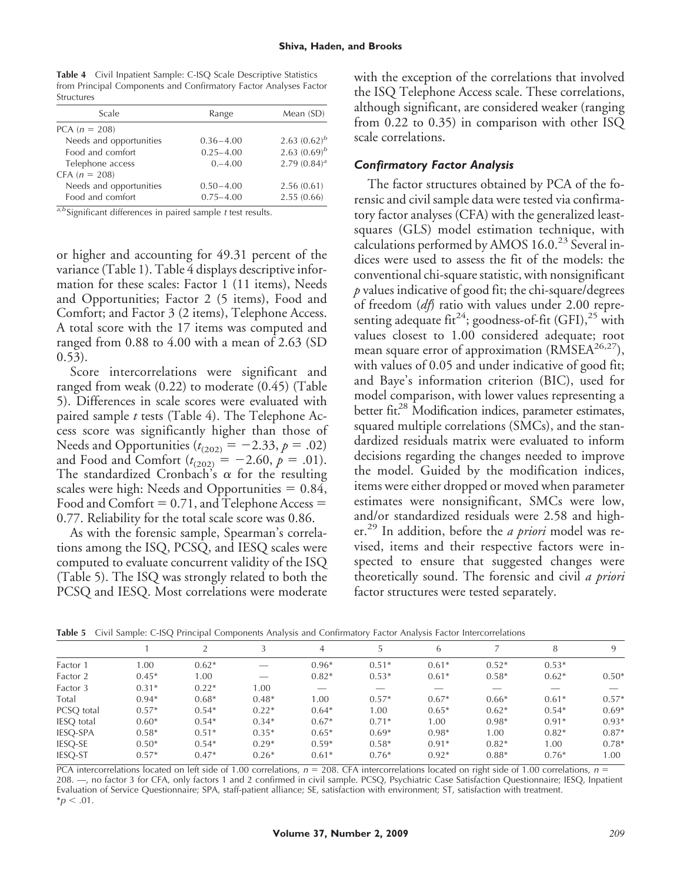**Table 4** Civil Inpatient Sample: C-ISQ Scale Descriptive Statistics from Principal Components and Confirmatory Factor Analyses Factor Structures

| Scale | Range | Mean (SD) |
|---|---|---|
| PCA ($n$ = 208) | | |
| Needs and opportunities | 0.36–4.00 | 2.63 (0.62)[b] |
| Food and comfort | 0.25–4.00 | 2.63 (0.69)[b] |
| Telephone access | 0.–4.00 | 2.79 (0.84)[a] |
| CFA ($n$ = 208) | | |
| Needs and opportunities | 0.50–4.00 | 2.56 (0.61) |
| Food and comfort | 0.75–4.00 | 2.55 (0.66) |

[a,b]Significant differences in paired sample *t* test results.

or higher and accounting for 49.31 percent of the variance (Table 1). Table 4 displays descriptive information for these scales: Factor 1 (11 items), Needs and Opportunities; Factor 2 (5 items), Food and Comfort; and Factor 3 (2 items), Telephone Access. A total score with the 17 items was computed and ranged from 0.88 to 4.00 with a mean of 2.63 (SD 0.53).

Score intercorrelations were significant and ranged from weak (0.22) to moderate (0.45) (Table 5). Differences in scale scores were evaluated with paired sample *t* tests (Table 4). The Telephone Access score was significantly higher than those of Needs and Opportunities ($t_{(202)} = -2.33$, $p = .02$) and Food and Comfort ($t_{(202)} = -2.60$, $p = .01$). The standardized Cronbach's $\alpha$ for the resulting scales were high: Needs and Opportunities = 0.84, Food and Comfort = 0.71, and Telephone Access = 0.77. Reliability for the total scale score was 0.86.

As with the forensic sample, Spearman's correlations among the ISQ, PCSQ, and IESQ scales were computed to evaluate concurrent validity of the ISQ (Table 5). The ISQ was strongly related to both the PCSQ and IESQ. Most correlations were moderate with the exception of the correlations that involved the ISQ Telephone Access scale. These correlations, although significant, are considered weaker (ranging from 0.22 to 0.35) in comparison with other ISQ scale correlations.

### *Confirmatory Factor Analysis*

The factor structures obtained by PCA of the forensic and civil sample data were tested via confirmatory factor analyses (CFA) with the generalized least-squares (GLS) model estimation technique, with calculations performed by AMOS 16.0.[23] Several indices were used to assess the fit of the models: the conventional chi-square statistic, with nonsignificant *p* values indicative of good fit; the chi-square/degrees of freedom (*df*) ratio with values under 2.00 representing adequate fit[24]; goodness-of-fit (GFI),[25] with values closest to 1.00 considered adequate; root mean square error of approximation (RMSEA[26,27]), with values of 0.05 and under indicative of good fit; and Baye's information criterion (BIC), used for model comparison, with lower values representing a better fit.[28] Modification indices, parameter estimates, squared multiple correlations (SMCs), and the standardized residuals matrix were evaluated to inform decisions regarding the changes needed to improve the model. Guided by the modification indices, items were either dropped or moved when parameter estimates were nonsignificant, SMCs were low, and/or standardized residuals were 2.58 and higher.[29] In addition, before the *a priori* model was revised, items and their respective factors were inspected to ensure that suggested changes were theoretically sound. The forensic and civil *a priori* factor structures were tested separately.

**Table 5** Civil Sample: C-ISQ Principal Components Analysis and Confirmatory Factor Analysis Factor Intercorrelations

| | 1 | 2 | 3 | 4 | 5 | 6 | 7 | 8 | 9 |
|---|---|---|---|---|---|---|---|---|---|
| Factor 1 | 1.00 | 0.62* | — | 0.96* | 0.51* | 0.61* | 0.52* | 0.53* | |
| Factor 2 | 0.45* | 1.00 | — | 0.82* | 0.53* | 0.61* | 0.58* | 0.62* | 0.50* |
| Factor 3 | 0.31* | 0.22* | 1.00 | — | — | — | — | — | — |
| Total | 0.94* | 0.68* | 0.48* | 1.00 | 0.57* | 0.67* | 0.66* | 0.61* | 0.57* |
| PCSQ total | 0.57* | 0.54* | 0.22* | 0.64* | 1.00 | 0.65* | 0.62* | 0.54* | 0.69* |
| IESQ total | 0.60* | 0.54* | 0.34* | 0.67* | 0.71* | 1.00 | 0.98* | 0.91* | 0.93* |
| IESQ-SPA | 0.58* | 0.51* | 0.35* | 0.65* | 0.69* | 0.98* | 1.00 | 0.82* | 0.87* |
| IESQ-SE | 0.50* | 0.54* | 0.29* | 0.59* | 0.58* | 0.91* | 0.82* | 1.00 | 0.78* |
| IESQ-ST | 0.57* | 0.47* | 0.26* | 0.61* | 0.76* | 0.92* | 0.88* | 0.76* | 1.00 |

PCA intercorrelations located on left side of 1.00 correlations, $n$ = 208. CFA intercorrelations located on right side of 1.00 correlations, $n$ = 208. —, no factor 3 for CFA, only factors 1 and 2 confirmed in civil sample. PCSQ, Psychiatric Case Satisfaction Questionnaire; IESQ, Inpatient Evaluation of Service Questionnaire; SPA, staff-patient alliance; SE, satisfaction with environment; ST, satisfaction with treatment.
*$p < .01$.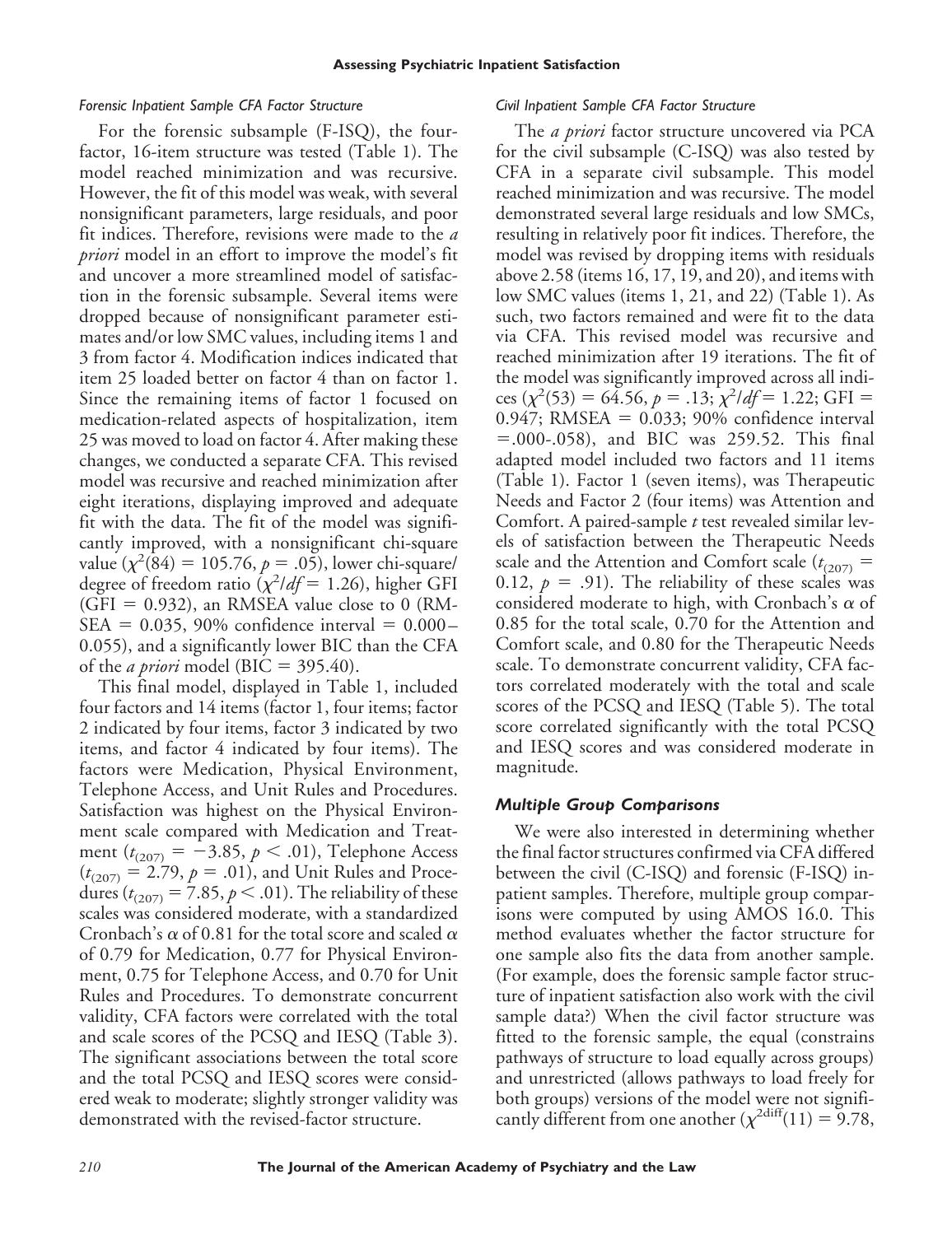### *Forensic Inpatient Sample CFA Factor Structure*

For the forensic subsample (F-ISQ), the four-factor, 16-item structure was tested (Table 1). The model reached minimization and was recursive. However, the fit of this model was weak, with several nonsignificant parameters, large residuals, and poor fit indices. Therefore, revisions were made to the *a priori* model in an effort to improve the model's fit and uncover a more streamlined model of satisfaction in the forensic subsample. Several items were dropped because of nonsignificant parameter estimates and/or low SMC values, including items 1 and 3 from factor 4. Modification indices indicated that item 25 loaded better on factor 4 than on factor 1. Since the remaining items of factor 1 focused on medication-related aspects of hospitalization, item 25 was moved to load on factor 4. After making these changes, we conducted a separate CFA. This revised model was recursive and reached minimization after eight iterations, displaying improved and adequate fit with the data. The fit of the model was significantly improved, with a nonsignificant chi-square value ($\chi^2(84) = 105.76$, $p = .05$), lower chi-square/degree of freedom ratio ($\chi^2/df = 1.26$), higher GFI (GFI = 0.932), an RMSEA value close to 0 (RMSEA = 0.035, 90% confidence interval = 0.000–0.055), and a significantly lower BIC than the CFA of the *a priori* model (BIC = 395.40).

This final model, displayed in Table 1, included four factors and 14 items (factor 1, four items; factor 2 indicated by four items, factor 3 indicated by two items, and factor 4 indicated by four items). The factors were Medication, Physical Environment, Telephone Access, and Unit Rules and Procedures. Satisfaction was highest on the Physical Environment scale compared with Medication and Treatment ($t_{(207)} = -3.85$, $p < .01$), Telephone Access ($t_{(207)} = 2.79$, $p = .01$), and Unit Rules and Procedures ($t_{(207)} = 7.85$, $p < .01$). The reliability of these scales was considered moderate, with a standardized Cronbach's $\alpha$ of 0.81 for the total score and scaled $\alpha$ of 0.79 for Medication, 0.77 for Physical Environment, 0.75 for Telephone Access, and 0.70 for Unit Rules and Procedures. To demonstrate concurrent validity, CFA factors were correlated with the total and scale scores of the PCSQ and IESQ (Table 3). The significant associations between the total score and the total PCSQ and IESQ scores were considered weak to moderate; slightly stronger validity was demonstrated with the revised-factor structure.

### *Civil Inpatient Sample CFA Factor Structure*

The *a priori* factor structure uncovered via PCA for the civil subsample (C-ISQ) was also tested by CFA in a separate civil subsample. This model reached minimization and was recursive. The model demonstrated several large residuals and low SMCs, resulting in relatively poor fit indices. Therefore, the model was revised by dropping items with residuals above 2.58 (items 16, 17, 19, and 20), and items with low SMC values (items 1, 21, and 22) (Table 1). As such, two factors remained and were fit to the data via CFA. This revised model was recursive and reached minimization after 19 iterations. The fit of the model was significantly improved across all indices ($\chi^2(53) = 64.56$, $p = .13$; $\chi^2/df = 1.22$; GFI = 0.947; RMSEA = 0.033; 90% confidence interval =.000-.058), and BIC was 259.52. This final adapted model included two factors and 11 items (Table 1). Factor 1 (seven items), was Therapeutic Needs and Factor 2 (four items) was Attention and Comfort. A paired-sample *t* test revealed similar levels of satisfaction between the Therapeutic Needs scale and the Attention and Comfort scale ($t_{(207)} = 0.12$, $p = .91$). The reliability of these scales was considered moderate to high, with Cronbach's $\alpha$ of 0.85 for the total scale, 0.70 for the Attention and Comfort scale, and 0.80 for the Therapeutic Needs scale. To demonstrate concurrent validity, CFA factors correlated moderately with the total and scale scores of the PCSQ and IESQ (Table 5). The total score correlated significantly with the total PCSQ and IESQ scores and was considered moderate in magnitude.

## *Multiple Group Comparisons*

We were also interested in determining whether the final factor structures confirmed via CFA differed between the civil (C-ISQ) and forensic (F-ISQ) inpatient samples. Therefore, multiple group comparisons were computed by using AMOS 16.0. This method evaluates whether the factor structure for one sample also fits the data from another sample. (For example, does the forensic sample factor structure of inpatient satisfaction also work with the civil sample data?) When the civil factor structure was fitted to the forensic sample, the equal (constrains pathways of structure to load equally across groups) and unrestricted (allows pathways to load freely for both groups) versions of the model were not significantly different from one another ($\chi^{2\text{diff}}(11) = 9.78$,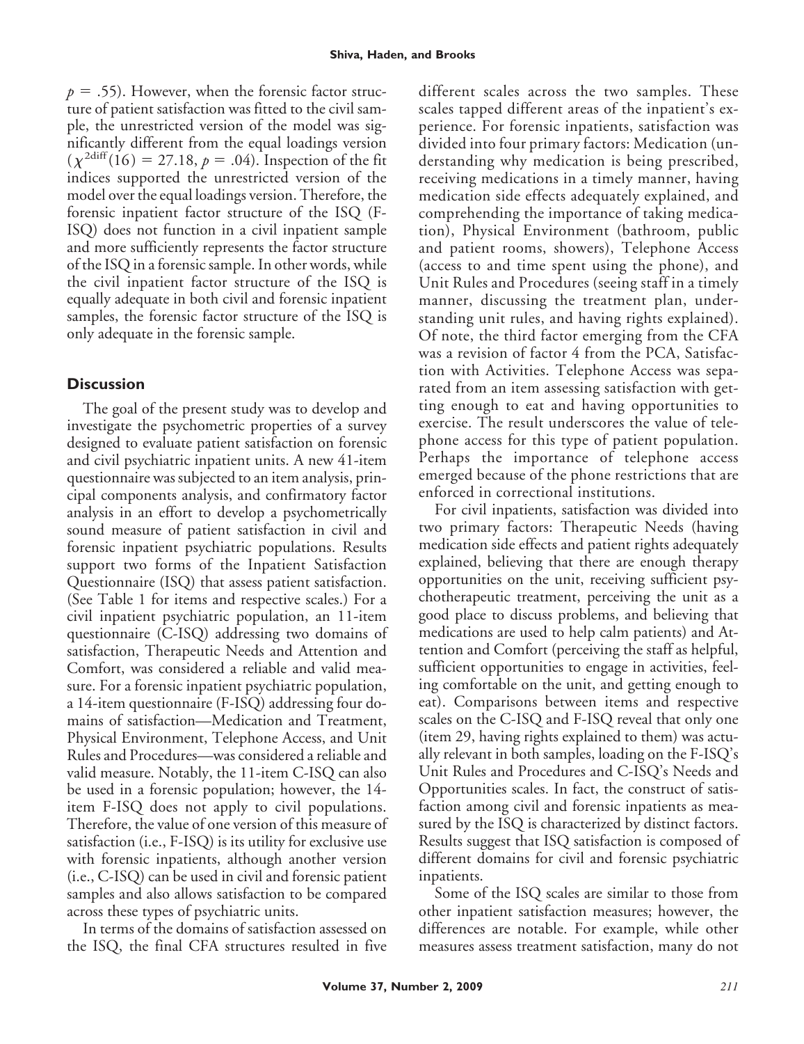$p = .55$). However, when the forensic factor structure of patient satisfaction was fitted to the civil sample, the unrestricted version of the model was significantly different from the equal loadings version ($\chi^{2\text{diff}}(16) = 27.18$, $p = .04$). Inspection of the fit indices supported the unrestricted version of the model over the equal loadings version. Therefore, the forensic inpatient factor structure of the ISQ (F-ISQ) does not function in a civil inpatient sample and more sufficiently represents the factor structure of the ISQ in a forensic sample. In other words, while the civil inpatient factor structure of the ISQ is equally adequate in both civil and forensic inpatient samples, the forensic factor structure of the ISQ is only adequate in the forensic sample.

## Discussion

The goal of the present study was to develop and investigate the psychometric properties of a survey designed to evaluate patient satisfaction on forensic and civil psychiatric inpatient units. A new 41-item questionnaire was subjected to an item analysis, principal components analysis, and confirmatory factor analysis in an effort to develop a psychometrically sound measure of patient satisfaction in civil and forensic inpatient psychiatric populations. Results support two forms of the Inpatient Satisfaction Questionnaire (ISQ) that assess patient satisfaction. (See Table 1 for items and respective scales.) For a civil inpatient psychiatric population, an 11-item questionnaire (C-ISQ) addressing two domains of satisfaction, Therapeutic Needs and Attention and Comfort, was considered a reliable and valid measure. For a forensic inpatient psychiatric population, a 14-item questionnaire (F-ISQ) addressing four domains of satisfaction—Medication and Treatment, Physical Environment, Telephone Access, and Unit Rules and Procedures—was considered a reliable and valid measure. Notably, the 11-item C-ISQ can also be used in a forensic population; however, the 14-item F-ISQ does not apply to civil populations. Therefore, the value of one version of this measure of satisfaction (i.e., F-ISQ) is its utility for exclusive use with forensic inpatients, although another version (i.e., C-ISQ) can be used in civil and forensic patient samples and also allows satisfaction to be compared across these types of psychiatric units.

In terms of the domains of satisfaction assessed on the ISQ, the final CFA structures resulted in five different scales across the two samples. These scales tapped different areas of the inpatient's experience. For forensic inpatients, satisfaction was divided into four primary factors: Medication (understanding why medication is being prescribed, receiving medications in a timely manner, having medication side effects adequately explained, and comprehending the importance of taking medication), Physical Environment (bathroom, public and patient rooms, showers), Telephone Access (access to and time spent using the phone), and Unit Rules and Procedures (seeing staff in a timely manner, discussing the treatment plan, understanding unit rules, and having rights explained). Of note, the third factor emerging from the CFA was a revision of factor 4 from the PCA, Satisfaction with Activities. Telephone Access was separated from an item assessing satisfaction with getting enough to eat and having opportunities to exercise. The result underscores the value of telephone access for this type of patient population. Perhaps the importance of telephone access emerged because of the phone restrictions that are enforced in correctional institutions.

For civil inpatients, satisfaction was divided into two primary factors: Therapeutic Needs (having medication side effects and patient rights adequately explained, believing that there are enough therapy opportunities on the unit, receiving sufficient psychotherapeutic treatment, perceiving the unit as a good place to discuss problems, and believing that medications are used to help calm patients) and Attention and Comfort (perceiving the staff as helpful, sufficient opportunities to engage in activities, feeling comfortable on the unit, and getting enough to eat). Comparisons between items and respective scales on the C-ISQ and F-ISQ reveal that only one (item 29, having rights explained to them) was actually relevant in both samples, loading on the F-ISQ's Unit Rules and Procedures and C-ISQ's Needs and Opportunities scales. In fact, the construct of satisfaction among civil and forensic inpatients as measured by the ISQ is characterized by distinct factors. Results suggest that ISQ satisfaction is composed of different domains for civil and forensic psychiatric inpatients.

Some of the ISQ scales are similar to those from other inpatient satisfaction measures; however, the differences are notable. For example, while other measures assess treatment satisfaction, many do not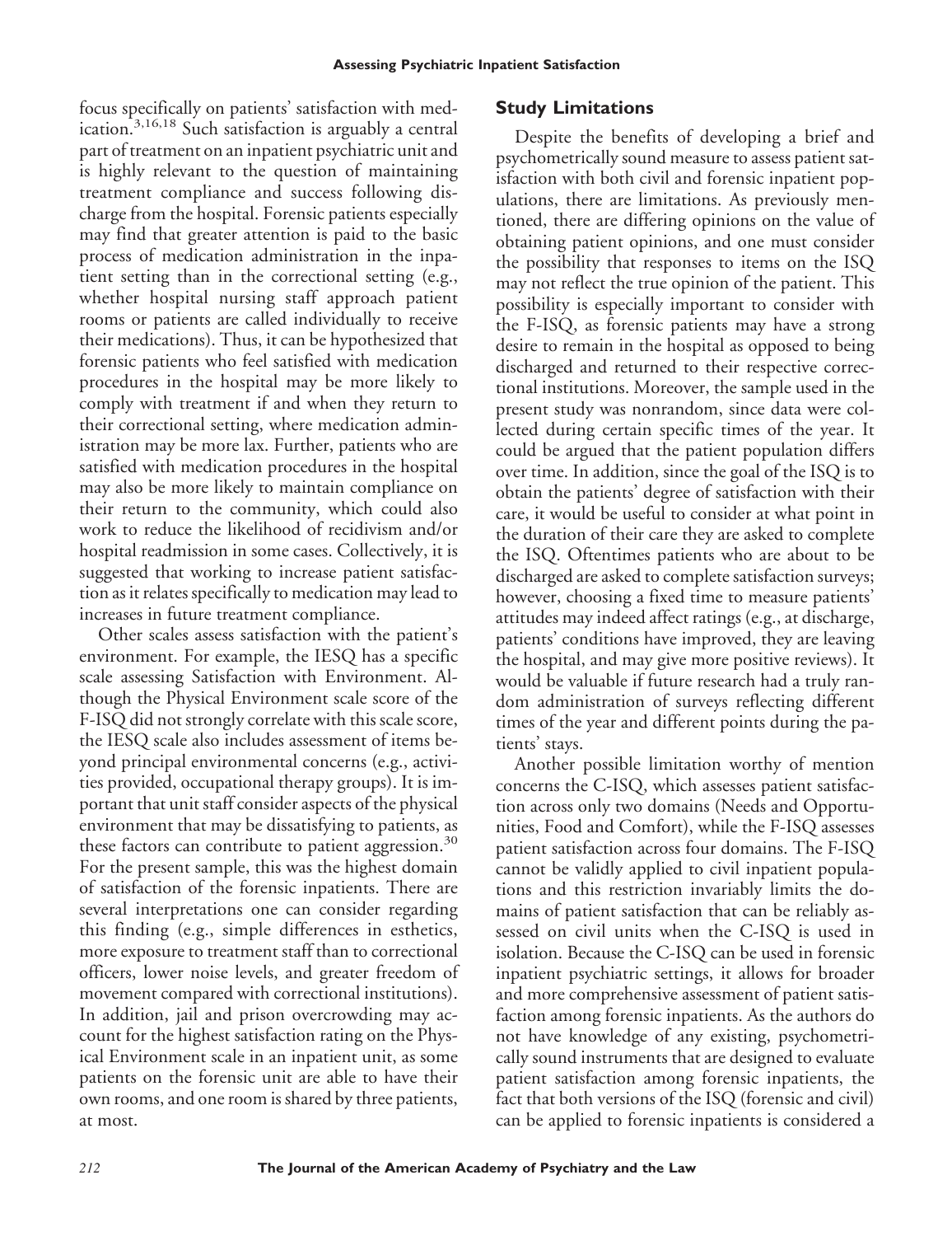focus specifically on patients' satisfaction with medication.[3,16,18] Such satisfaction is arguably a central part of treatment on an inpatient psychiatric unit and is highly relevant to the question of maintaining treatment compliance and success following discharge from the hospital. Forensic patients especially may find that greater attention is paid to the basic process of medication administration in the inpatient setting than in the correctional setting (e.g., whether hospital nursing staff approach patient rooms or patients are called individually to receive their medications). Thus, it can be hypothesized that forensic patients who feel satisfied with medication procedures in the hospital may be more likely to comply with treatment if and when they return to their correctional setting, where medication administration may be more lax. Further, patients who are satisfied with medication procedures in the hospital may also be more likely to maintain compliance on their return to the community, which could also work to reduce the likelihood of recidivism and/or hospital readmission in some cases. Collectively, it is suggested that working to increase patient satisfaction as it relates specifically to medication may lead to increases in future treatment compliance.

Other scales assess satisfaction with the patient's environment. For example, the IESQ has a specific scale assessing Satisfaction with Environment. Although the Physical Environment scale score of the F-ISQ did not strongly correlate with this scale score, the IESQ scale also includes assessment of items beyond principal environmental concerns (e.g., activities provided, occupational therapy groups). It is important that unit staff consider aspects of the physical environment that may be dissatisfying to patients, as these factors can contribute to patient aggression.[30] For the present sample, this was the highest domain of satisfaction of the forensic inpatients. There are several interpretations one can consider regarding this finding (e.g., simple differences in esthetics, more exposure to treatment staff than to correctional officers, lower noise levels, and greater freedom of movement compared with correctional institutions). In addition, jail and prison overcrowding may account for the highest satisfaction rating on the Physical Environment scale in an inpatient unit, as some patients on the forensic unit are able to have their own rooms, and one room is shared by three patients, at most.

## Study Limitations

Despite the benefits of developing a brief and psychometrically sound measure to assess patient satisfaction with both civil and forensic inpatient populations, there are limitations. As previously mentioned, there are differing opinions on the value of obtaining patient opinions, and one must consider the possibility that responses to items on the ISQ may not reflect the true opinion of the patient. This possibility is especially important to consider with the F-ISQ, as forensic patients may have a strong desire to remain in the hospital as opposed to being discharged and returned to their respective correctional institutions. Moreover, the sample used in the present study was nonrandom, since data were collected during certain specific times of the year. It could be argued that the patient population differs over time. In addition, since the goal of the ISQ is to obtain the patients' degree of satisfaction with their care, it would be useful to consider at what point in the duration of their care they are asked to complete the ISQ. Oftentimes patients who are about to be discharged are asked to complete satisfaction surveys; however, choosing a fixed time to measure patients' attitudes may indeed affect ratings (e.g., at discharge, patients' conditions have improved, they are leaving the hospital, and may give more positive reviews). It would be valuable if future research had a truly random administration of surveys reflecting different times of the year and different points during the patients' stays.

Another possible limitation worthy of mention concerns the C-ISQ, which assesses patient satisfaction across only two domains (Needs and Opportunities, Food and Comfort), while the F-ISQ assesses patient satisfaction across four domains. The F-ISQ cannot be validly applied to civil inpatient populations and this restriction invariably limits the domains of patient satisfaction that can be reliably assessed on civil units when the C-ISQ is used in isolation. Because the C-ISQ can be used in forensic inpatient psychiatric settings, it allows for broader and more comprehensive assessment of patient satisfaction among forensic inpatients. As the authors do not have knowledge of any existing, psychometrically sound instruments that are designed to evaluate patient satisfaction among forensic inpatients, the fact that both versions of the ISQ (forensic and civil) can be applied to forensic inpatients is considered a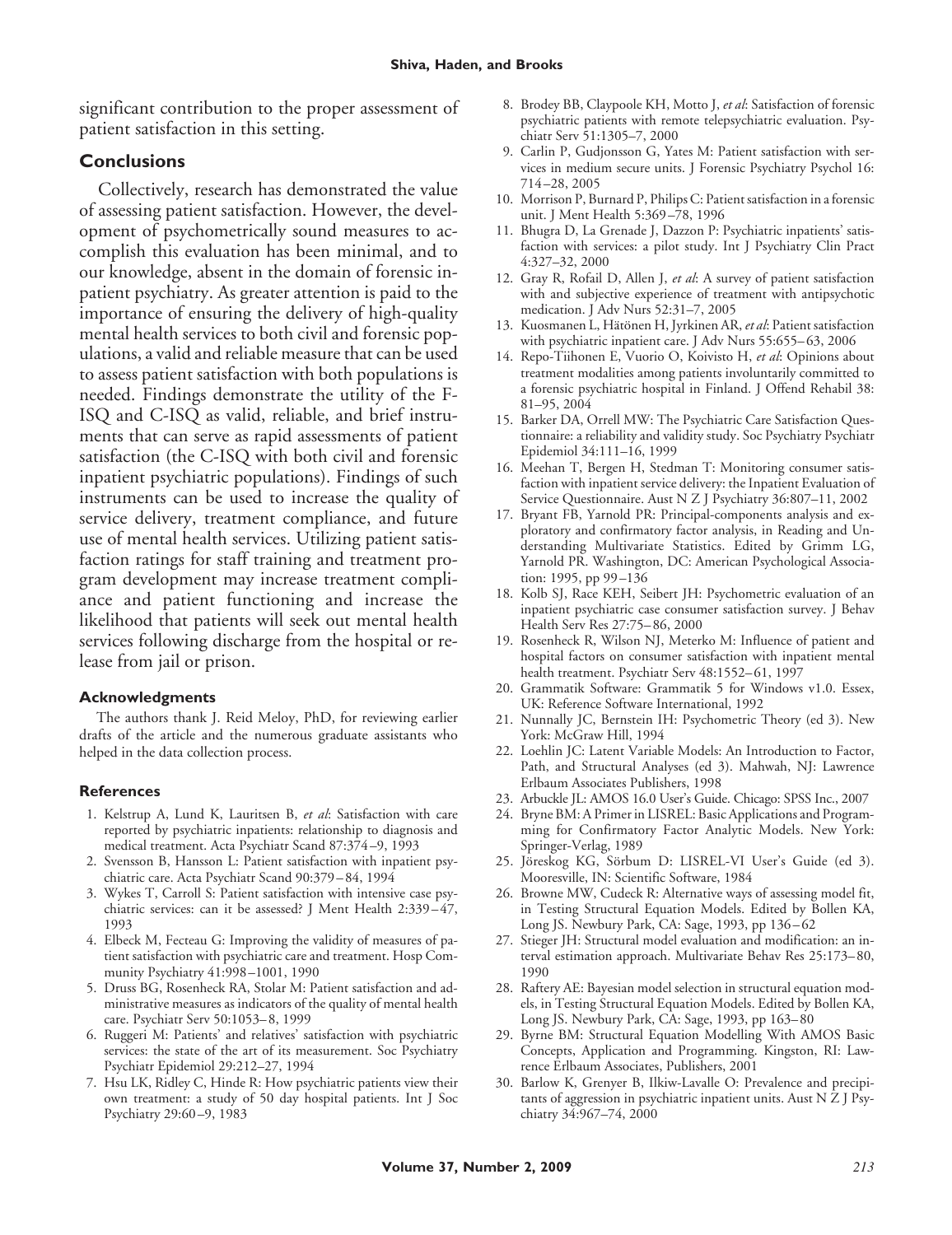significant contribution to the proper assessment of patient satisfaction in this setting.

## Conclusions

Collectively, research has demonstrated the value of assessing patient satisfaction. However, the development of psychometrically sound measures to accomplish this evaluation has been minimal, and to our knowledge, absent in the domain of forensic inpatient psychiatry. As greater attention is paid to the importance of ensuring the delivery of high-quality mental health services to both civil and forensic populations, a valid and reliable measure that can be used to assess patient satisfaction with both populations is needed. Findings demonstrate the utility of the F-ISQ and C-ISQ as valid, reliable, and brief instruments that can serve as rapid assessments of patient satisfaction (the C-ISQ with both civil and forensic inpatient psychiatric populations). Findings of such instruments can be used to increase the quality of service delivery, treatment compliance, and future use of mental health services. Utilizing patient satisfaction ratings for staff training and treatment program development may increase treatment compliance and patient functioning and increase the likelihood that patients will seek out mental health services following discharge from the hospital or release from jail or prison.

### Acknowledgments

The authors thank J. Reid Meloy, PhD, for reviewing earlier drafts of the article and the numerous graduate assistants who helped in the data collection process.

### References

1. Kelstrup A, Lund K, Lauritsen B, *et al*: Satisfaction with care reported by psychiatric inpatients: relationship to diagnosis and medical treatment. Acta Psychiatr Scand 87:374–9, 1993
2. Svensson B, Hansson L: Patient satisfaction with inpatient psychiatric care. Acta Psychiatr Scand 90:379–84, 1994
3. Wykes T, Carroll S: Patient satisfaction with intensive case psychiatric services: can it be assessed? J Ment Health 2:339–47, 1993
4. Elbeck M, Fecteau G: Improving the validity of measures of patient satisfaction with psychiatric care and treatment. Hosp Community Psychiatry 41:998–1001, 1990
5. Druss BG, Rosenheck RA, Stolar M: Patient satisfaction and administrative measures as indicators of the quality of mental health care. Psychiatr Serv 50:1053–8, 1999
6. Ruggeri M: Patients' and relatives' satisfaction with psychiatric services: the state of the art of its measurement. Soc Psychiatry Psychiatr Epidemiol 29:212–27, 1994
7. Hsu LK, Ridley C, Hinde R: How psychiatric patients view their own treatment: a study of 50 day hospital patients. Int J Soc Psychiatry 29:60–9, 1983
8. Brodey BB, Claypoole KH, Motto J, *et al*: Satisfaction of forensic psychiatric patients with remote telepsychiatric evaluation. Psychiatr Serv 51:1305–7, 2000
9. Carlin P, Gudjonsson G, Yates M: Patient satisfaction with services in medium secure units. J Forensic Psychiatry Psychol 16: 714–28, 2005
10. Morrison P, Burnard P, Philips C: Patient satisfaction in a forensic unit. J Ment Health 5:369–78, 1996
11. Bhugra D, La Grenade J, Dazzon P: Psychiatric inpatients' satisfaction with services: a pilot study. Int J Psychiatry Clin Pract 4:327–32, 2000
12. Gray R, Rofail D, Allen J, *et al*: A survey of patient satisfaction with and subjective experience of treatment with antipsychotic medication. J Adv Nurs 52:31–7, 2005
13. Kuosmanen L, Hätönen H, Jyrkinen AR, *et al*: Patient satisfaction with psychiatric inpatient care. J Adv Nurs 55:655–63, 2006
14. Repo-Tiihonen E, Vuorio O, Koivisto H, *et al*: Opinions about treatment modalities among patients involuntarily committed to a forensic psychiatric hospital in Finland. J Offend Rehabil 38: 81–95, 2004
15. Barker DA, Orrell MW: The Psychiatric Care Satisfaction Questionnaire: a reliability and validity study. Soc Psychiatry Psychiatr Epidemiol 34:111–16, 1999
16. Meehan T, Bergen H, Stedman T: Monitoring consumer satisfaction with inpatient service delivery: the Inpatient Evaluation of Service Questionnaire. Aust N Z J Psychiatry 36:807–11, 2002
17. Bryant FB, Yarnold PR: Principal-components analysis and exploratory and confirmatory factor analysis, in Reading and Understanding Multivariate Statistics. Edited by Grimm LG, Yarnold PR. Washington, DC: American Psychological Association: 1995, pp 99–136
18. Kolb SJ, Race KEH, Seibert JH: Psychometric evaluation of an inpatient psychiatric case consumer satisfaction survey. J Behav Health Serv Res 27:75–86, 2000
19. Rosenheck R, Wilson NJ, Meterko M: Influence of patient and hospital factors on consumer satisfaction with inpatient mental health treatment. Psychiatr Serv 48:1552–61, 1997
20. Grammatik Software: Grammatik 5 for Windows v1.0. Essex, UK: Reference Software International, 1992
21. Nunnally JC, Bernstein IH: Psychometric Theory (ed 3). New York: McGraw Hill, 1994
22. Loehlin JC: Latent Variable Models: An Introduction to Factor, Path, and Structural Analyses (ed 3). Mahwah, NJ: Lawrence Erlbaum Associates Publishers, 1998
23. Arbuckle JL: AMOS 16.0 User's Guide. Chicago: SPSS Inc., 2007
24. Bryne BM: A Primer in LISREL: Basic Applications and Programming for Confirmatory Factor Analytic Models. New York: Springer-Verlag, 1989
25. Jöreskog KG, Sörbum D: LISREL-VI User's Guide (ed 3). Mooresville, IN: Scientific Software, 1984
26. Browne MW, Cudeck R: Alternative ways of assessing model fit, in Testing Structural Equation Models. Edited by Bollen KA, Long JS. Newbury Park, CA: Sage, 1993, pp 136–62
27. Stieger JH: Structural model evaluation and modification: an interval estimation approach. Multivariate Behav Res 25:173–80, 1990
28. Raftery AE: Bayesian model selection in structural equation models, in Testing Structural Equation Models. Edited by Bollen KA, Long JS. Newbury Park, CA: Sage, 1993, pp 163–80
29. Byrne BM: Structural Equation Modelling With AMOS Basic Concepts, Application and Programming. Kingston, RI: Lawrence Erlbaum Associates, Publishers, 2001
30. Barlow K, Grenyer B, Ilkiw-Lavalle O: Prevalence and precipitants of aggression in psychiatric inpatient units. Aust N Z J Psychiatry 34:967–74, 2000